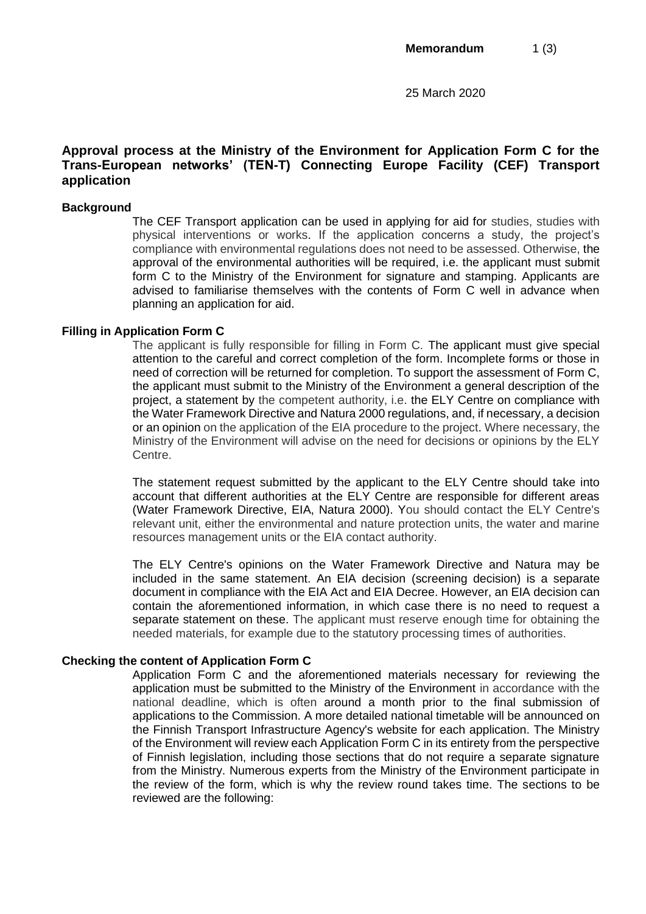Memorandum

25 March 2020

# Approval process at the Ministry of the Environment for Application Form C for the Trans-European networks' (TEN-T) Connecting Europe Facility (CEF) Transport application

## Background

The CEF Transport application can be used in applying for aid for studies, studies with physical interventions or works. If the application concerns a study, the project's compliance with environmental regulations does not need to be assessed. Otherwise, the approval of the environmental authorities will be required, i.e. the applicant must submit form C to the Ministry of the Environment for signature and stamping. Applicants are advised to familiarise themselves with the contents of Form C well in advance when planning an application for aid.

## Filling in Application Form C

The applicant is fully responsible for filling in Form C. The applicant must give special attention to the careful and correct completion of the form. Incomplete forms or those in need of correction will be returned for completion. To support the assessment of Form C, the applicant must submit to the Ministry of the Environment a general description of the project, a statement by the competent authority, i.e. the ELY Centre on compliance with the Water Framework Directive and Natura 2000 regulations, and, if necessary, a decision or an opinion on the application of the EIA procedure to the project. Where necessary, the Ministry of the Environment will advise on the need for decisions or opinions by the ELY Centre.

The statement request submitted by the applicant to the ELY Centre should take into account that different authorities at the ELY Centre are responsible for different areas (Water Framework Directive, EIA, Natura 2000). You should contact the ELY Centre's relevant unit, either the environmental and nature protection units, the water and marine resources management units or the EIA contact authority.

The ELY Centre's opinions on the Water Framework Directive and Natura may be included in the same statement. An EIA decision (screening decision) is a separate document in compliance with the EIA Act and EIA Decree. However, an EIA decision can contain the aforementioned information, in which case there is no need to request a separate statement on these. The applicant must reserve enough time for obtaining the needed materials, for example due to the statutory processing times of authorities.

## Checking the content of Application Form C

Application Form C and the aforementioned materials necessary for reviewing the application must be submitted to the Ministry of the Environment in accordance with the national deadline, which is often around a month prior to the final submission of applications to the Commission. A more detailed national timetable will be announced on the Finnish Transport Infrastructure Agency's website for each application. The Ministry of the Environment will review each Application Form C in its entirety from the perspective of Finnish legislation, including those sections that do not require a separate signature from the Ministry. Numerous experts from the Ministry of the Environment participate in the review of the form, which is why the review round takes time. The sections to be reviewed are the following: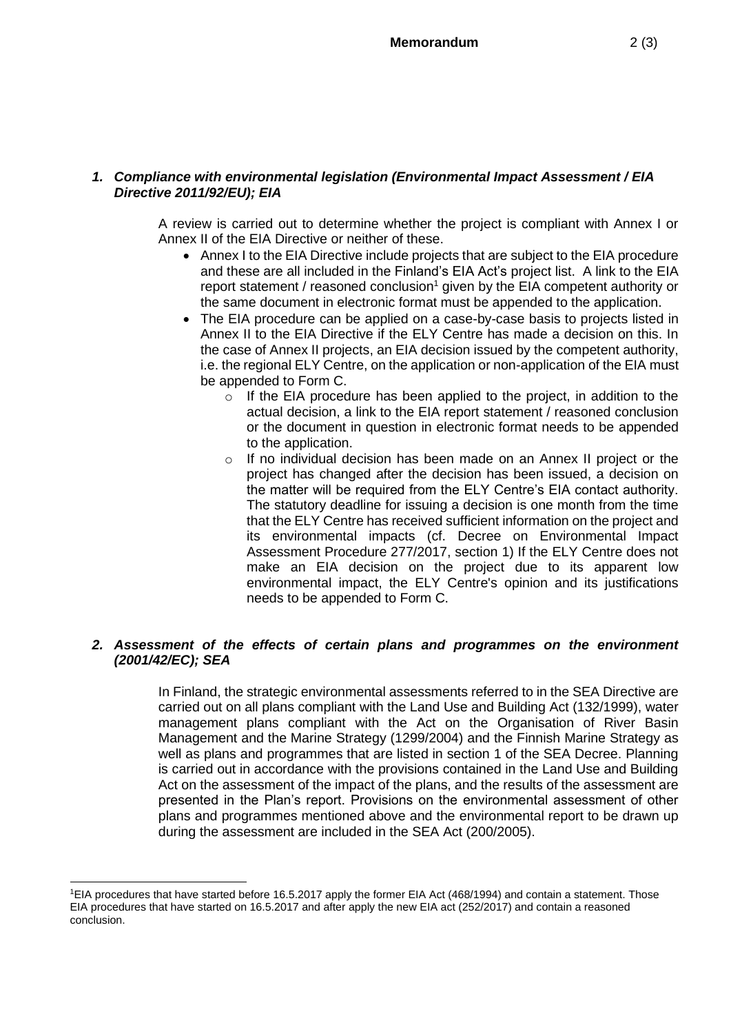### *1. Compliance with environmental legislation (Environmental Impact Assessment / EIA Directive 2011/92/EU); EIA*

A review is carried out to determine whether the project is compliant with Annex I or Annex II of the EIA Directive or neither of these.

- Annex I to the EIA Directive include projects that are subject to the EIA procedure and these are all included in the Finland's EIA Act's project list. A link to the EIA report statement / reasoned conclusion[1] given by the EIA competent authority or the same document in electronic format must be appended to the application.
- The EIA procedure can be applied on a case-by-case basis to projects listed in Annex II to the EIA Directive if the ELY Centre has made a decision on this. In the case of Annex II projects, an EIA decision issued by the competent authority, i.e. the regional ELY Centre, on the application or non-application of the EIA must be appended to Form C.
  - If the EIA procedure has been applied to the project, in addition to the actual decision, a link to the EIA report statement / reasoned conclusion or the document in question in electronic format needs to be appended to the application.
  - If no individual decision has been made on an Annex II project or the project has changed after the decision has been issued, a decision on the matter will be required from the ELY Centre's EIA contact authority. The statutory deadline for issuing a decision is one month from the time that the ELY Centre has received sufficient information on the project and its environmental impacts (cf. Decree on Environmental Impact Assessment Procedure 277/2017, section 1) If the ELY Centre does not make an EIA decision on the project due to its apparent low environmental impact, the ELY Centre's opinion and its justifications needs to be appended to Form C.

### *2. Assessment of the effects of certain plans and programmes on the environment (2001/42/EC); SEA*

In Finland, the strategic environmental assessments referred to in the SEA Directive are carried out on all plans compliant with the Land Use and Building Act (132/1999), water management plans compliant with the Act on the Organisation of River Basin Management and the Marine Strategy (1299/2004) and the Finnish Marine Strategy as well as plans and programmes that are listed in section 1 of the SEA Decree. Planning is carried out in accordance with the provisions contained in the Land Use and Building Act on the assessment of the impact of the plans, and the results of the assessment are presented in the Plan's report. Provisions on the environmental assessment of other plans and programmes mentioned above and the environmental report to be drawn up during the assessment are included in the SEA Act (200/2005).

---

[1] EIA procedures that have started before 16.5.2017 apply the former EIA Act (468/1994) and contain a statement. Those EIA procedures that have started on 16.5.2017 and after apply the new EIA act (252/2017) and contain a reasoned conclusion.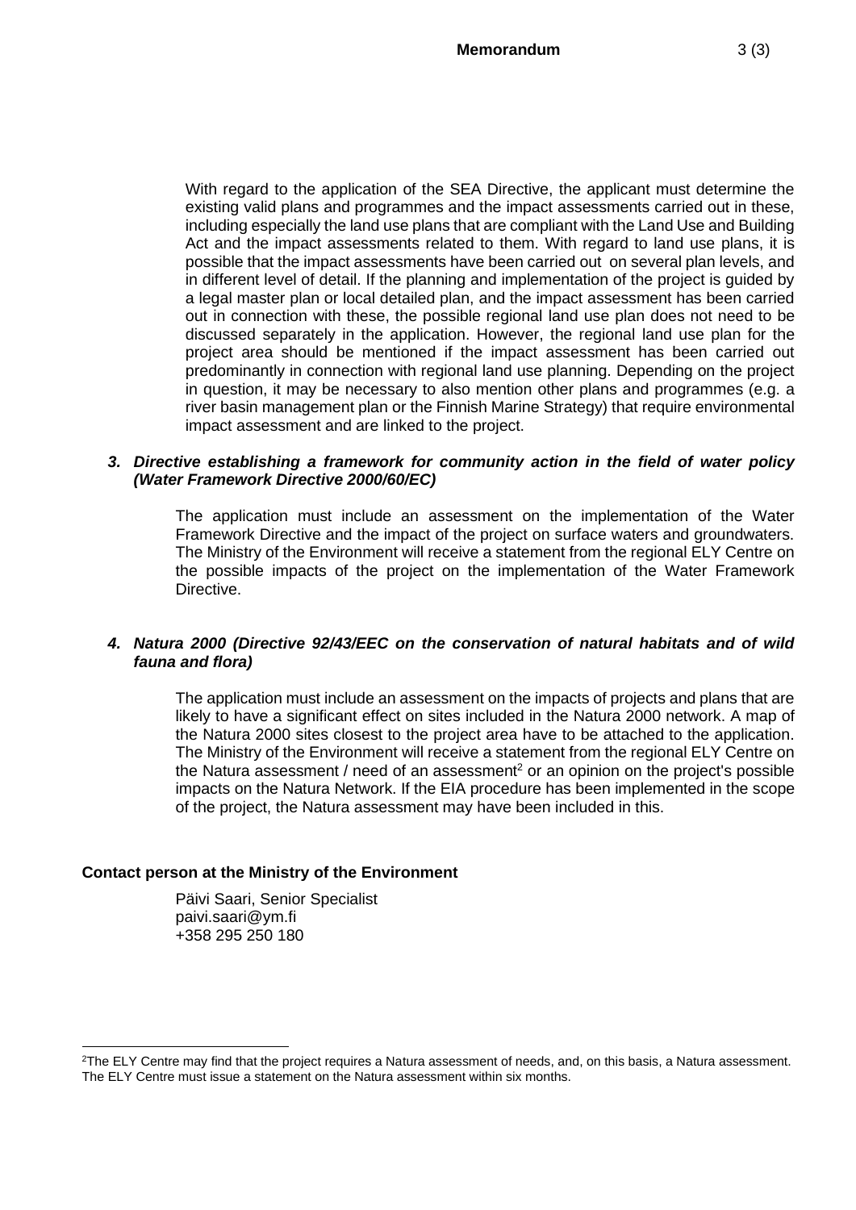With regard to the application of the SEA Directive, the applicant must determine the existing valid plans and programmes and the impact assessments carried out in these, including especially the land use plans that are compliant with the Land Use and Building Act and the impact assessments related to them. With regard to land use plans, it is possible that the impact assessments have been carried out on several plan levels, and in different level of detail. If the planning and implementation of the project is guided by a legal master plan or local detailed plan, and the impact assessment has been carried out in connection with these, the possible regional land use plan does not need to be discussed separately in the application. However, the regional land use plan for the project area should be mentioned if the impact assessment has been carried out predominantly in connection with regional land use planning. Depending on the project in question, it may be necessary to also mention other plans and programmes (e.g. a river basin management plan or the Finnish Marine Strategy) that require environmental impact assessment and are linked to the project.

### ***3. Directive establishing a framework for community action in the field of water policy (Water Framework Directive 2000/60/EC)***

The application must include an assessment on the implementation of the Water Framework Directive and the impact of the project on surface waters and groundwaters. The Ministry of the Environment will receive a statement from the regional ELY Centre on the possible impacts of the project on the implementation of the Water Framework Directive.

### ***4. Natura 2000 (Directive 92/43/EEC on the conservation of natural habitats and of wild fauna and flora)***

The application must include an assessment on the impacts of projects and plans that are likely to have a significant effect on sites included in the Natura 2000 network. A map of the Natura 2000 sites closest to the project area have to be attached to the application. The Ministry of the Environment will receive a statement from the regional ELY Centre on the Natura assessment / need of an assessment[2] or an opinion on the project's possible impacts on the Natura Network. If the EIA procedure has been implemented in the scope of the project, the Natura assessment may have been included in this.

**Contact person at the Ministry of the Environment**

Päivi Saari, Senior Specialist
paivi.saari@ym.fi
+358 295 250 180

---

[2]The ELY Centre may find that the project requires a Natura assessment of needs, and, on this basis, a Natura assessment. The ELY Centre must issue a statement on the Natura assessment within six months.